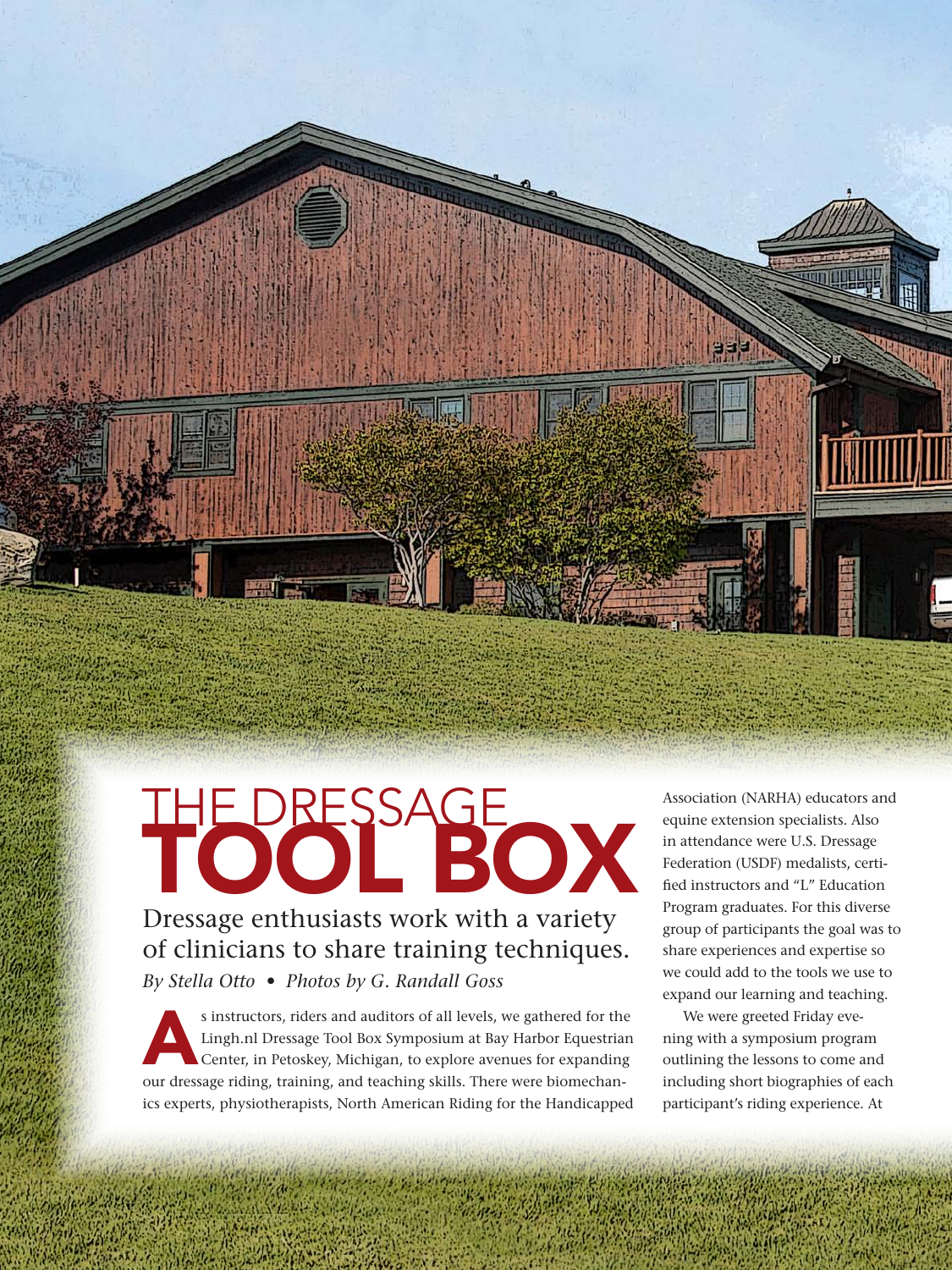# THE DRESSAGE TOOL BOX

## Dressage enthusiasts work with a variety of clinicians to share training techniques.

*By Stella Otto • Photos by G. Randall Goss*

As instructors, riders and auditors of all levels, we gathered for the Lingh.nl Dressage Tool Box Symposium at Bay Harbor Equestrian Center, in Petoskey, Michigan, to explore avenues for expanding our dressage riding, training, and teaching skills. There were biomechanics experts, physiotherapists, North American Riding for the Handicapped Association (NARHA) educators and equine extension specialists. Also in attendance were U.S. Dressage Federation (USDF) medalists, certified instructors and "L" Education Program graduates. For this diverse group of participants the goal was to share experiences and expertise so we could add to the tools we use to expand our learning and teaching.

We were greeted Friday evening with a symposium program outlining the lessons to come and including short biographies of each participant's riding experience. At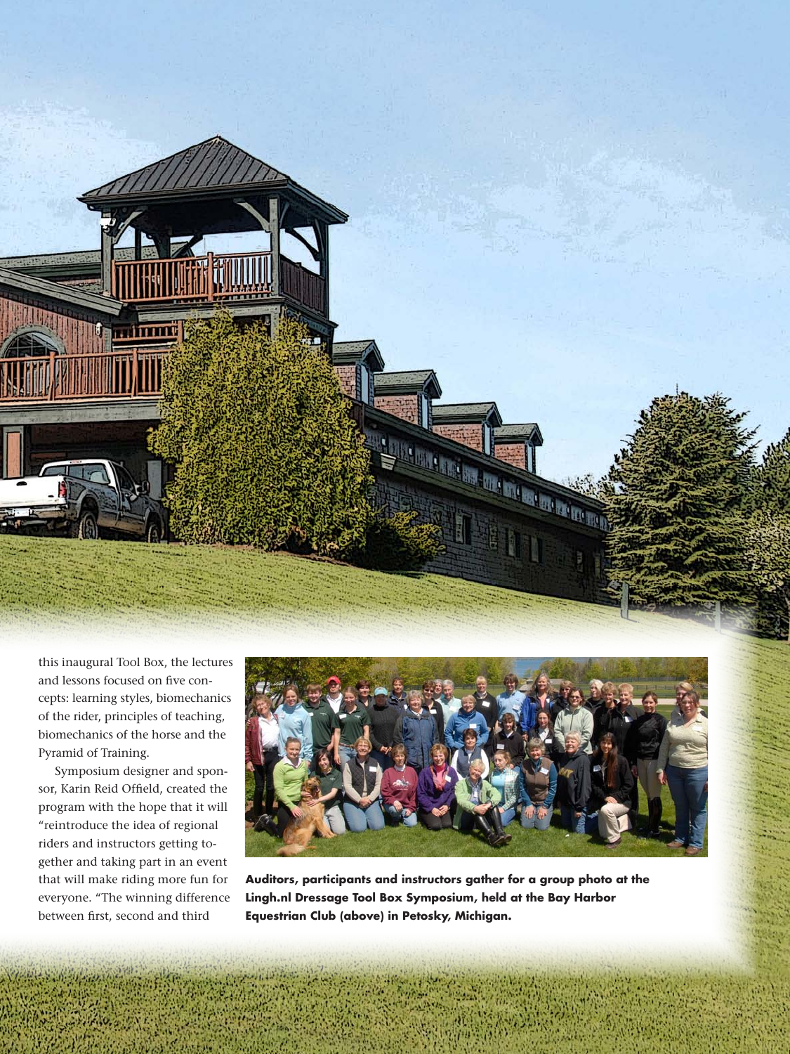this inaugural Tool Box, the lectures and lessons focused on five concepts: learning styles, biomechanics of the rider, principles of teaching, biomechanics of the horse and the Pyramid of Training.

Symposium designer and sponsor, Karin Reid Offield, created the program with the hope that it will "reintroduce the idea of regional riders and instructors getting together and taking part in an event that will make riding more fun for everyone. "The winning difference between first, second and third

**Auditors, participants and instructors gather for a group photo at the Lingh.nl Dressage Tool Box Symposium, held at the Bay Harbor Equestrian Club (above) in Petosky, Michigan.**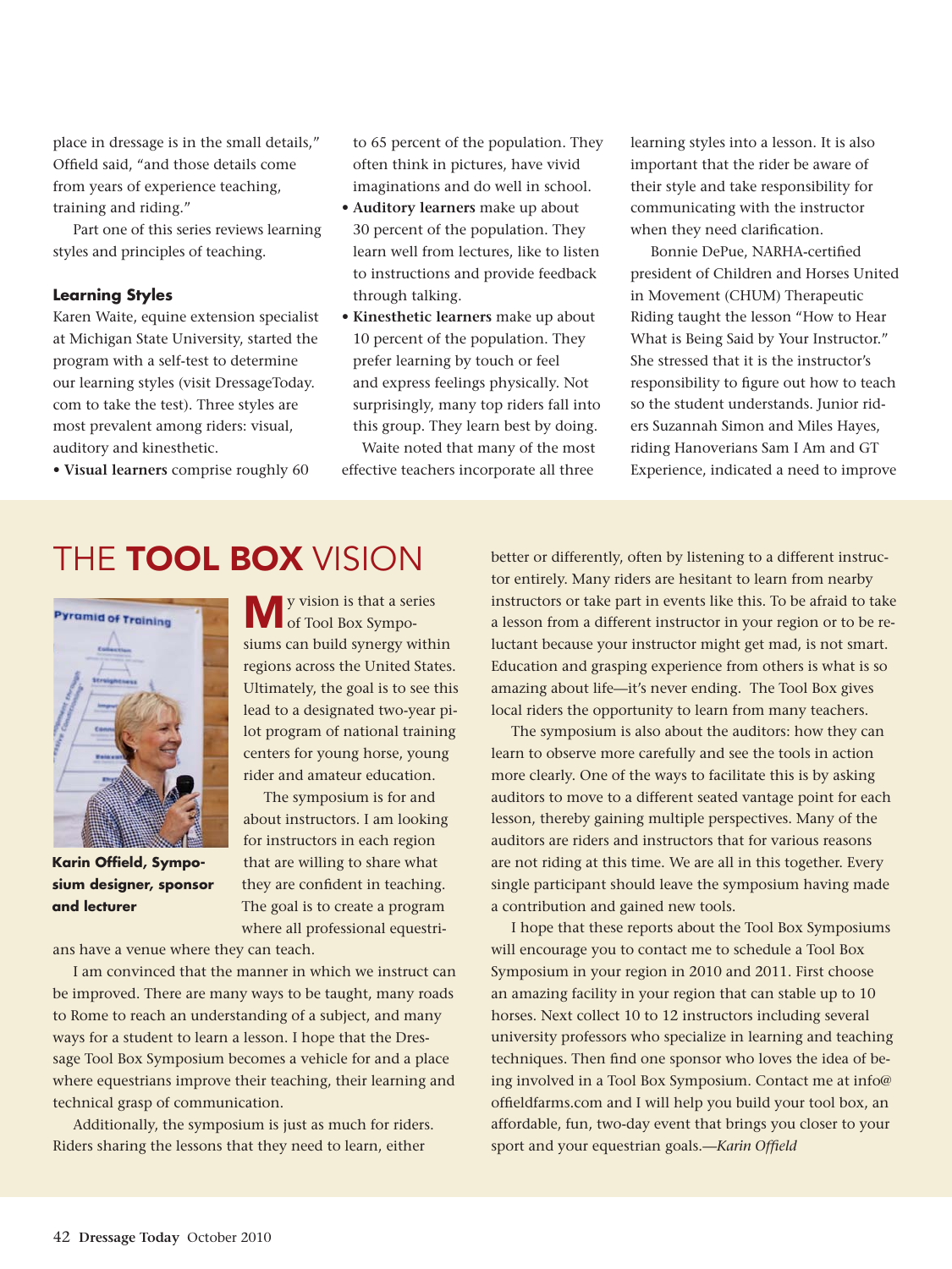place in dressage is in the small details," Offield said, "and those details come from years of experience teaching, training and riding."

Part one of this series reviews learning styles and principles of teaching.

### Learning Styles

Karen Waite, equine extension specialist at Michigan State University, started the program with a self-test to determine our learning styles (visit DressageToday.com to take the test). Three styles are most prevalent among riders: visual, auditory and kinesthetic.

- **Visual learners** comprise roughly 60 to 65 percent of the population. They often think in pictures, have vivid imaginations and do well in school.
- **Auditory learners** make up about 30 percent of the population. They learn well from lectures, like to listen to instructions and provide feedback through talking.
- **Kinesthetic learners** make up about 10 percent of the population. They prefer learning by touch or feel and express feelings physically. Not surprisingly, many top riders fall into this group. They learn best by doing.

Waite noted that many of the most effective teachers incorporate all three learning styles into a lesson. It is also important that the rider be aware of their style and take responsibility for communicating with the instructor when they need clarification.

Bonnie DePue, NARHA-certified president of Children and Horses United in Movement (CHUM) Therapeutic Riding taught the lesson "How to Hear What is Being Said by Your Instructor." She stressed that it is the instructor's responsibility to figure out how to teach so the student understands. Junior riders Suzannah Simon and Miles Hayes, riding Hanoverians Sam I Am and GT Experience, indicated a need to improve

## THE **TOOL BOX** VISION

**Karin Offield, Symposium designer, sponsor and lecturer**

My vision is that a series of Tool Box Symposiums can build synergy within regions across the United States. Ultimately, the goal is to see this lead to a designated two-year pilot program of national training centers for young horse, young rider and amateur education.

The symposium is for and about instructors. I am looking for instructors in each region that are willing to share what they are confident in teaching. The goal is to create a program where all professional equestrians have a venue where they can teach.

I am convinced that the manner in which we instruct can be improved. There are many ways to be taught, many roads to Rome to reach an understanding of a subject, and many ways for a student to learn a lesson. I hope that the Dressage Tool Box Symposium becomes a vehicle for and a place where equestrians improve their teaching, their learning and technical grasp of communication.

Additionally, the symposium is just as much for riders. Riders sharing the lessons that they need to learn, either better or differently, often by listening to a different instructor entirely. Many riders are hesitant to learn from nearby instructors or take part in events like this. To be afraid to take a lesson from a different instructor in your region or to be reluctant because your instructor might get mad, is not smart. Education and grasping experience from others is what is so amazing about life—it's never ending. The Tool Box gives local riders the opportunity to learn from many teachers.

The symposium is also about the auditors: how they can learn to observe more carefully and see the tools in action more clearly. One of the ways to facilitate this is by asking auditors to move to a different seated vantage point for each lesson, thereby gaining multiple perspectives. Many of the auditors are riders and instructors that for various reasons are not riding at this time. We are all in this together. Every single participant should leave the symposium having made a contribution and gained new tools.

I hope that these reports about the Tool Box Symposiums will encourage you to contact me to schedule a Tool Box Symposium in your region in 2010 and 2011. First choose an amazing facility in your region that can stable up to 10 horses. Next collect 10 to 12 instructors including several university professors who specialize in learning and teaching techniques. Then find one sponsor who loves the idea of being involved in a Tool Box Symposium. Contact me at info@offieldfarms.com and I will help you build your tool box, an affordable, fun, two-day event that brings you closer to your sport and your equestrian goals.—*Karin Offield*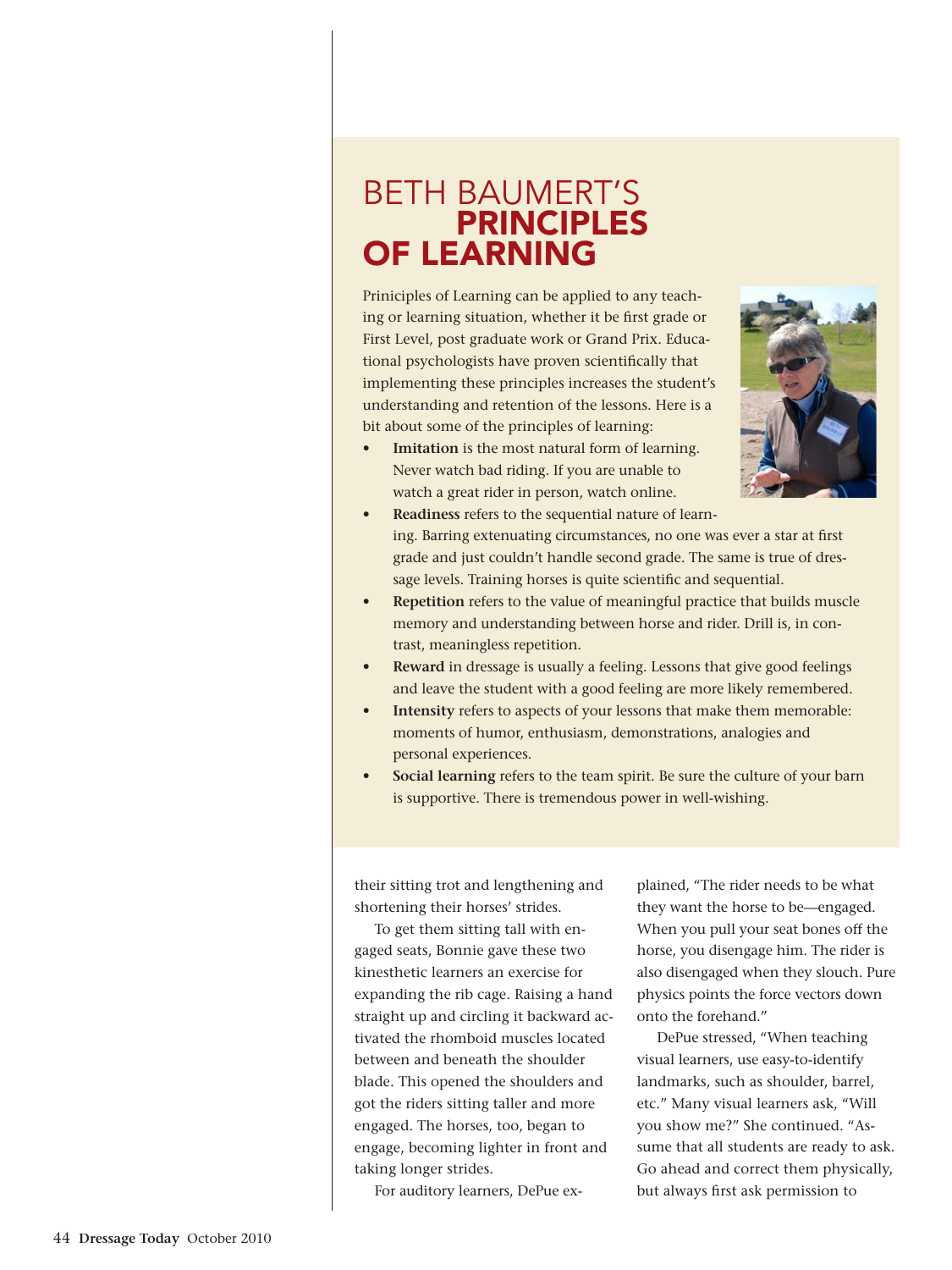## BETH BAUMERT'S PRINCIPLES OF LEARNING

Priniciples of Learning can be applied to any teaching or learning situation, whether it be first grade or First Level, post graduate work or Grand Prix. Educational psychologists have proven scientifically that implementing these principles increases the student's understanding and retention of the lessons. Here is a bit about some of the principles of learning:

- **Imitation** is the most natural form of learning. Never watch bad riding. If you are unable to watch a great rider in person, watch online.
- **Readiness** refers to the sequential nature of learning. Barring extenuating circumstances, no one was ever a star at first grade and just couldn't handle second grade. The same is true of dressage levels. Training horses is quite scientific and sequential.
- **Repetition** refers to the value of meaningful practice that builds muscle memory and understanding between horse and rider. Drill is, in contrast, meaningless repetition.
- **Reward** in dressage is usually a feeling. Lessons that give good feelings and leave the student with a good feeling are more likely remembered.
- **Intensity** refers to aspects of your lessons that make them memorable: moments of humor, enthusiasm, demonstrations, analogies and personal experiences.
- **Social learning** refers to the team spirit. Be sure the culture of your barn is supportive. There is tremendous power in well-wishing.

their sitting trot and lengthening and shortening their horses' strides.

To get them sitting tall with engaged seats, Bonnie gave these two kinesthetic learners an exercise for expanding the rib cage. Raising a hand straight up and circling it backward activated the rhomboid muscles located between and beneath the shoulder blade. This opened the shoulders and got the riders sitting taller and more engaged. The horses, too, began to engage, becoming lighter in front and taking longer strides.

For auditory learners, DePue explained, "The rider needs to be what they want the horse to be—engaged. When you pull your seat bones off the horse, you disengage him. The rider is also disengaged when they slouch. Pure physics points the force vectors down onto the forehand."

DePue stressed, "When teaching visual learners, use easy-to-identify landmarks, such as shoulder, barrel, etc." Many visual learners ask, "Will you show me?" She continued. "Assume that all students are ready to ask. Go ahead and correct them physically, but always first ask permission to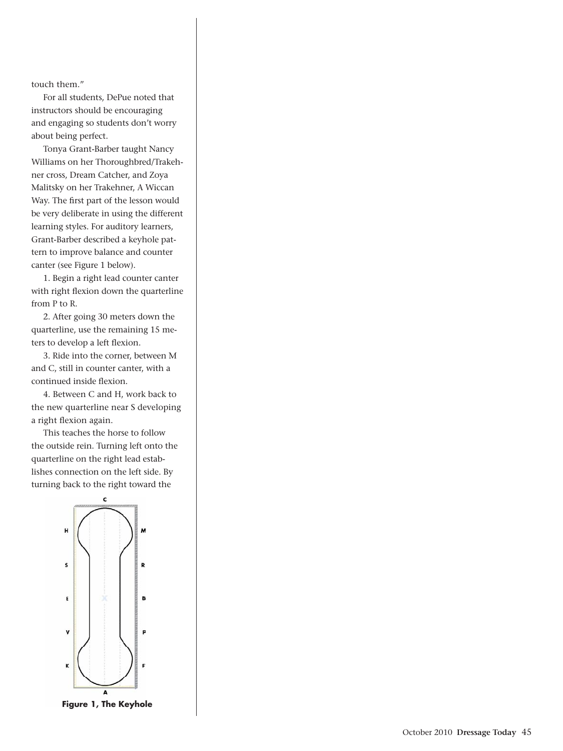touch them."

For all students, DePue noted that instructors should be encouraging and engaging so students don't worry about being perfect.

Tonya Grant-Barber taught Nancy Williams on her Thoroughbred/Trakehner cross, Dream Catcher, and Zoya Malitsky on her Trakehner, A Wiccan Way. The first part of the lesson would be very deliberate in using the different learning styles. For auditory learners, Grant-Barber described a keyhole pattern to improve balance and counter canter (see Figure 1 below).

1. Begin a right lead counter canter with right flexion down the quarterline from P to R.

2. After going 30 meters down the quarterline, use the remaining 15 meters to develop a left flexion.

3. Ride into the corner, between M and C, still in counter canter, with a continued inside flexion.

4. Between C and H, work back to the new quarterline near S developing a right flexion again.

This teaches the horse to follow the outside rein. Turning left onto the quarterline on the right lead establishes connection on the left side. By turning back to the right toward the

C
H
M
S
R
E
X
B
V
P
K
F
A

**Figure 1, The Keyhole**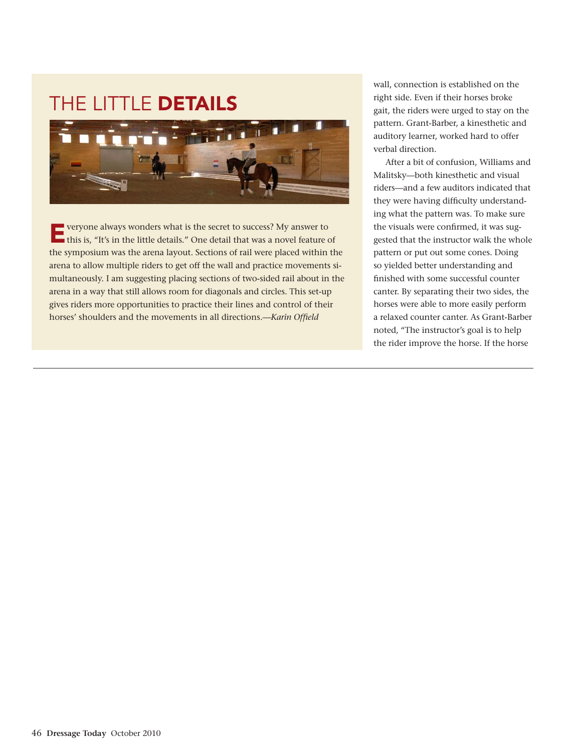## THE LITTLE **DETAILS**

Everyone always wonders what is the secret to success? My answer to this is, "It's in the little details." One detail that was a novel feature of the symposium was the arena layout. Sections of rail were placed within the arena to allow multiple riders to get off the wall and practice movements simultaneously. I am suggesting placing sections of two-sided rail about in the arena in a way that still allows room for diagonals and circles. This set-up gives riders more opportunities to practice their lines and control of their horses' shoulders and the movements in all directions.—*Karin Offield*

wall, connection is established on the right side. Even if their horses broke gait, the riders were urged to stay on the pattern. Grant-Barber, a kinesthetic and auditory learner, worked hard to offer verbal direction.

After a bit of confusion, Williams and Malitsky—both kinesthetic and visual riders—and a few auditors indicated that they were having difficulty understanding what the pattern was. To make sure the visuals were confirmed, it was suggested that the instructor walk the whole pattern or put out some cones. Doing so yielded better understanding and finished with some successful counter canter. By separating their two sides, the horses were able to more easily perform a relaxed counter canter. As Grant-Barber noted, "The instructor's goal is to help the rider improve the horse. If the horse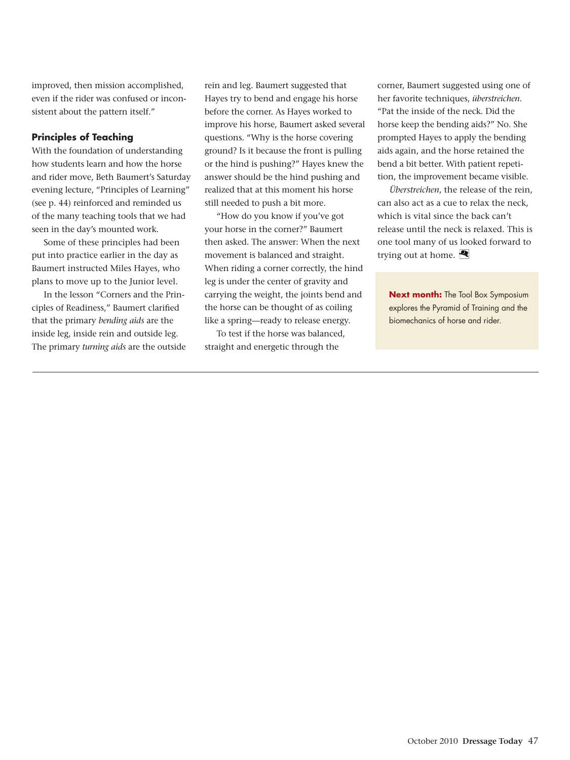improved, then mission accomplished, even if the rider was confused or inconsistent about the pattern itself."

### Principles of Teaching

With the foundation of understanding how students learn and how the horse and rider move, Beth Baumert's Saturday evening lecture, "Principles of Learning" (see p. 44) reinforced and reminded us of the many teaching tools that we had seen in the day's mounted work.

Some of these principles had been put into practice earlier in the day as Baumert instructed Miles Hayes, who plans to move up to the Junior level.

In the lesson "Corners and the Principles of Readiness," Baumert clarified that the primary *bending aids* are the inside leg, inside rein and outside leg. The primary *turning aids* are the outside rein and leg. Baumert suggested that Hayes try to bend and engage his horse before the corner. As Hayes worked to improve his horse, Baumert asked several questions. "Why is the horse covering ground? Is it because the front is pulling or the hind is pushing?" Hayes knew the answer should be the hind pushing and realized that at this moment his horse still needed to push a bit more.

"How do you know if you've got your horse in the corner?" Baumert then asked. The answer: When the next movement is balanced and straight. When riding a corner correctly, the hind leg is under the center of gravity and carrying the weight, the joints bend and the horse can be thought of as coiling like a spring—ready to release energy.

To test if the horse was balanced, straight and energetic through the corner, Baumert suggested using one of her favorite techniques, *überstreichen*. "Pat the inside of the neck. Did the horse keep the bending aids?" No. She prompted Hayes to apply the bending aids again, and the horse retained the bend a bit better. With patient repetition, the improvement became visible.

*Überstreichen*, the release of the rein, can also act as a cue to relax the neck, which is vital since the back can't release until the neck is relaxed. This is one tool many of us looked forward to trying out at home.

**Next month:** The Tool Box Symposium explores the Pyramid of Training and the biomechanics of horse and rider.